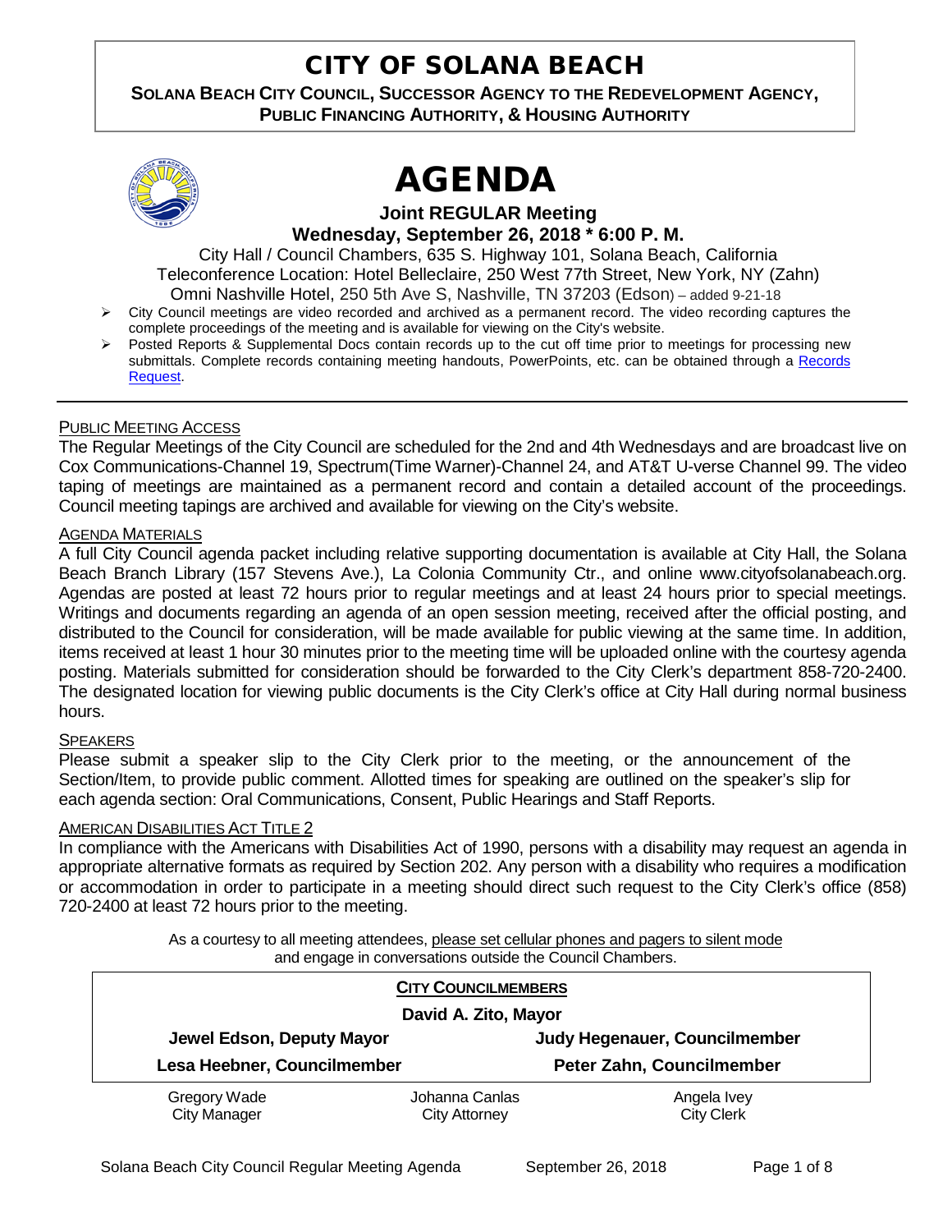# CITY OF SOLANA BEACH

**SOLANA BEACH CITY COUNCIL, SUCCESSOR AGENCY TO THE REDEVELOPMENT AGENCY, PUBLIC FINANCING AUTHORITY, & HOUSING AUTHORITY**

# AGENDA

**Joint REGULAR Meeting**
**Wednesday, September 26, 2018 * 6:00 P. M.**

City Hall / Council Chambers, 635 S. Highway 101, Solana Beach, California
Teleconference Location: Hotel Belleclaire, 250 West 77th Street, New York, NY (Zahn)
Omni Nashville Hotel, 250 5th Ave S, Nashville, TN 37203 (Edson) – added 9-21-18

- City Council meetings are video recorded and archived as a permanent record. The video recording captures the complete proceedings of the meeting and is available for viewing on the City's website.
- Posted Reports & Supplemental Docs contain records up to the cut off time prior to meetings for processing new submittals. Complete records containing meeting handouts, PowerPoints, etc. can be obtained through a Records Request.

PUBLIC MEETING ACCESS

The Regular Meetings of the City Council are scheduled for the 2nd and 4th Wednesdays and are broadcast live on Cox Communications-Channel 19, Spectrum(Time Warner)-Channel 24, and AT&T U-verse Channel 99. The video taping of meetings are maintained as a permanent record and contain a detailed account of the proceedings. Council meeting tapings are archived and available for viewing on the City's website.

AGENDA MATERIALS

A full City Council agenda packet including relative supporting documentation is available at City Hall, the Solana Beach Branch Library (157 Stevens Ave.), La Colonia Community Ctr., and online www.cityofsolanabeach.org. Agendas are posted at least 72 hours prior to regular meetings and at least 24 hours prior to special meetings. Writings and documents regarding an agenda of an open session meeting, received after the official posting, and distributed to the Council for consideration, will be made available for public viewing at the same time. In addition, items received at least 1 hour 30 minutes prior to the meeting time will be uploaded online with the courtesy agenda posting. Materials submitted for consideration should be forwarded to the City Clerk's department 858-720-2400. The designated location for viewing public documents is the City Clerk's office at City Hall during normal business hours.

SPEAKERS

Please submit a speaker slip to the City Clerk prior to the meeting, or the announcement of the Section/Item, to provide public comment. Allotted times for speaking are outlined on the speaker's slip for each agenda section: Oral Communications, Consent, Public Hearings and Staff Reports.

AMERICAN DISABILITIES ACT TITLE 2

In compliance with the Americans with Disabilities Act of 1990, persons with a disability may request an agenda in appropriate alternative formats as required by Section 202. Any person with a disability who requires a modification or accommodation in order to participate in a meeting should direct such request to the City Clerk's office (858) 720-2400 at least 72 hours prior to the meeting.

As a courtesy to all meeting attendees, please set cellular phones and pagers to silent mode and engage in conversations outside the Council Chambers.

**CITY COUNCILMEMBERS**

**David A. Zito, Mayor**

| | |
|---|---|
| **Jewel Edson, Deputy Mayor** | **Judy Hegenauer, Councilmember** |
| **Lesa Heebner, Councilmember** | **Peter Zahn, Councilmember** |

| | | |
|---|---|---|
| Gregory Wade<br>City Manager | Johanna Canlas<br>City Attorney | Angela Ivey<br>City Clerk |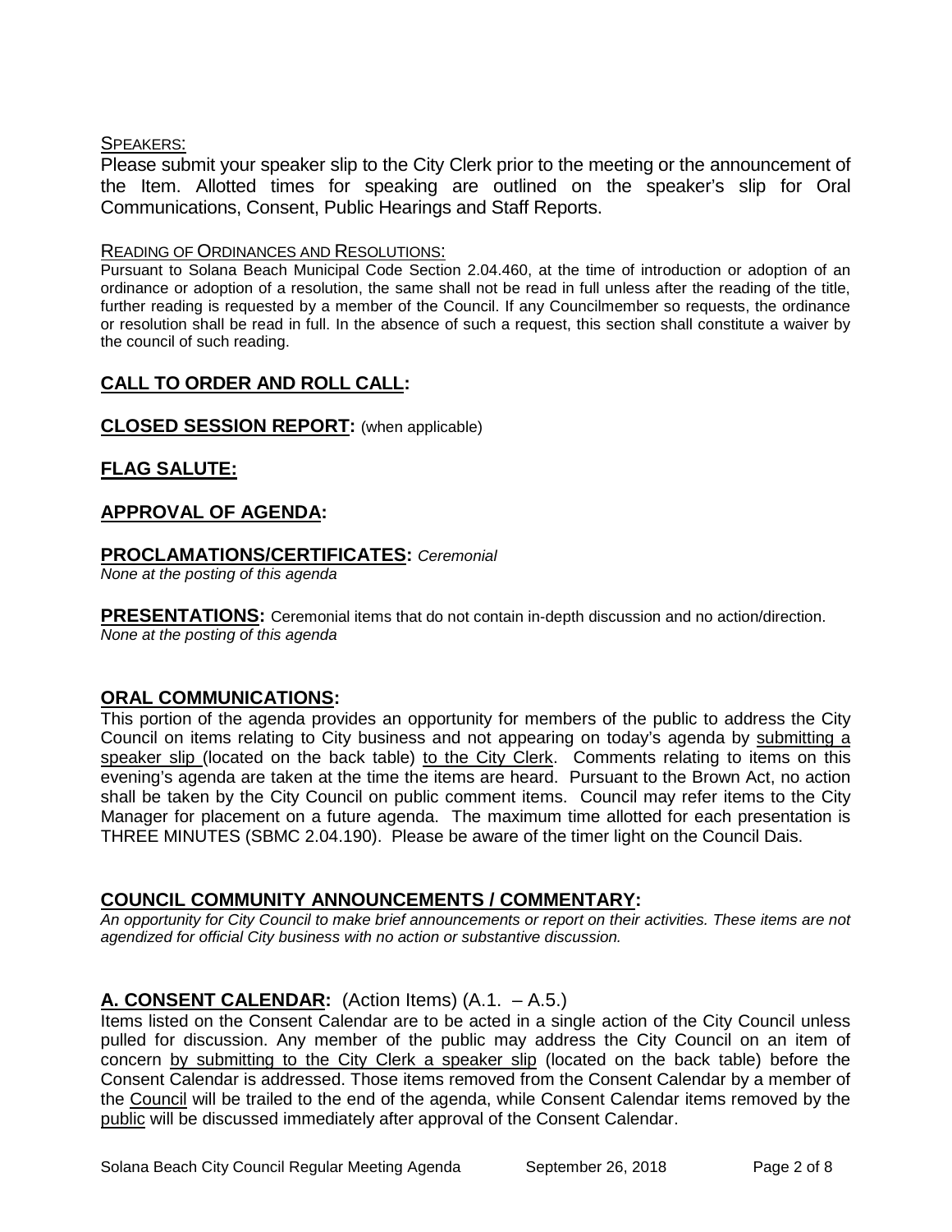SPEAKERS:

Please submit your speaker slip to the City Clerk prior to the meeting or the announcement of the Item. Allotted times for speaking are outlined on the speaker's slip for Oral Communications, Consent, Public Hearings and Staff Reports.

READING OF ORDINANCES AND RESOLUTIONS:

Pursuant to Solana Beach Municipal Code Section 2.04.460, at the time of introduction or adoption of an ordinance or adoption of a resolution, the same shall not be read in full unless after the reading of the title, further reading is requested by a member of the Council. If any Councilmember so requests, the ordinance or resolution shall be read in full. In the absence of such a request, this section shall constitute a waiver by the council of such reading.

## CALL TO ORDER AND ROLL CALL:

## CLOSED SESSION REPORT: (when applicable)

## FLAG SALUTE:

## APPROVAL OF AGENDA:

## PROCLAMATIONS/CERTIFICATES: *Ceremonial*

*None at the posting of this agenda*

## PRESENTATIONS: Ceremonial items that do not contain in-depth discussion and no action/direction.

*None at the posting of this agenda*

## ORAL COMMUNICATIONS:

This portion of the agenda provides an opportunity for members of the public to address the City Council on items relating to City business and not appearing on today's agenda by submitting a speaker slip (located on the back table) to the City Clerk. Comments relating to items on this evening's agenda are taken at the time the items are heard. Pursuant to the Brown Act, no action shall be taken by the City Council on public comment items. Council may refer items to the City Manager for placement on a future agenda. The maximum time allotted for each presentation is THREE MINUTES (SBMC 2.04.190). Please be aware of the timer light on the Council Dais.

## COUNCIL COMMUNITY ANNOUNCEMENTS / COMMENTARY:

*An opportunity for City Council to make brief announcements or report on their activities. These items are not agendized for official City business with no action or substantive discussion.*

## A. CONSENT CALENDAR: (Action Items) (A.1. – A.5.)

Items listed on the Consent Calendar are to be acted in a single action of the City Council unless pulled for discussion. Any member of the public may address the City Council on an item of concern by submitting to the City Clerk a speaker slip (located on the back table) before the Consent Calendar is addressed. Those items removed from the Consent Calendar by a member of the Council will be trailed to the end of the agenda, while Consent Calendar items removed by the public will be discussed immediately after approval of the Consent Calendar.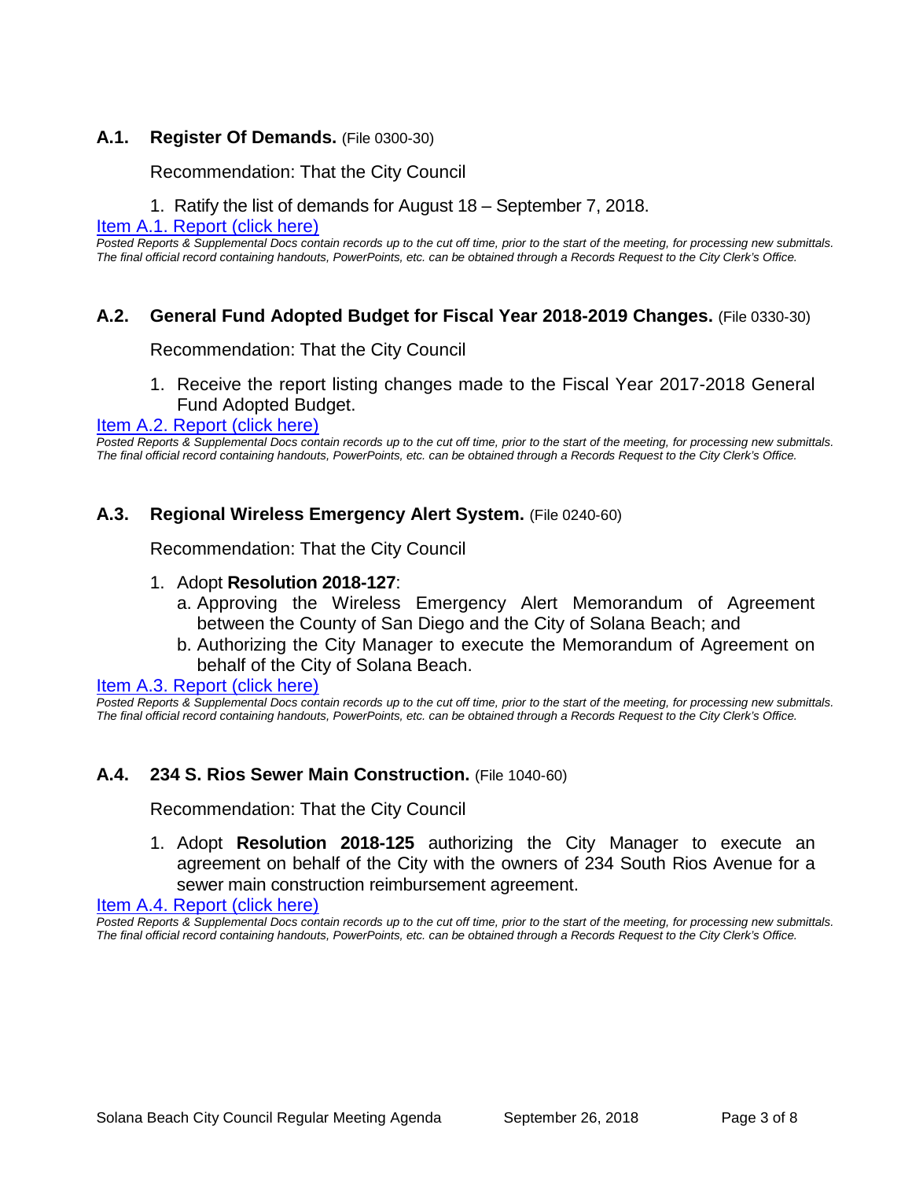### A.1. **Register Of Demands.** (File 0300-30)

Recommendation: That the City Council

1. Ratify the list of demands for August 18 – September 7, 2018.

[Item A.1. Report (click here)]

*Posted Reports & Supplemental Docs contain records up to the cut off time, prior to the start of the meeting, for processing new submittals. The final official record containing handouts, PowerPoints, etc. can be obtained through a Records Request to the City Clerk's Office.*

### A.2. **General Fund Adopted Budget for Fiscal Year 2018-2019 Changes.** (File 0330-30)

Recommendation: That the City Council

1. Receive the report listing changes made to the Fiscal Year 2017-2018 General Fund Adopted Budget.

[Item A.2. Report (click here)]

*Posted Reports & Supplemental Docs contain records up to the cut off time, prior to the start of the meeting, for processing new submittals. The final official record containing handouts, PowerPoints, etc. can be obtained through a Records Request to the City Clerk's Office.*

### A.3. **Regional Wireless Emergency Alert System.** (File 0240-60)

Recommendation: That the City Council

1. Adopt **Resolution 2018-127**:
   a. Approving the Wireless Emergency Alert Memorandum of Agreement between the County of San Diego and the City of Solana Beach; and
   b. Authorizing the City Manager to execute the Memorandum of Agreement on behalf of the City of Solana Beach.

[Item A.3. Report (click here)]

*Posted Reports & Supplemental Docs contain records up to the cut off time, prior to the start of the meeting, for processing new submittals. The final official record containing handouts, PowerPoints, etc. can be obtained through a Records Request to the City Clerk's Office.*

### A.4. **234 S. Rios Sewer Main Construction.** (File 1040-60)

Recommendation: That the City Council

1. Adopt **Resolution 2018-125** authorizing the City Manager to execute an agreement on behalf of the City with the owners of 234 South Rios Avenue for a sewer main construction reimbursement agreement.

[Item A.4. Report (click here)]

*Posted Reports & Supplemental Docs contain records up to the cut off time, prior to the start of the meeting, for processing new submittals. The final official record containing handouts, PowerPoints, etc. can be obtained through a Records Request to the City Clerk's Office.*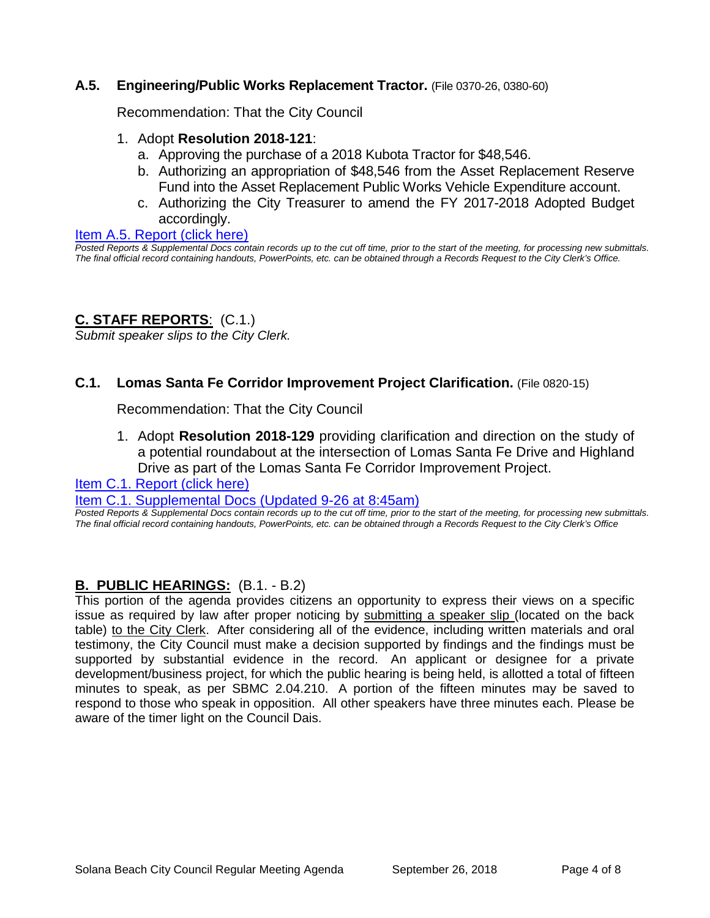### A.5. Engineering/Public Works Replacement Tractor. (File 0370-26, 0380-60)

Recommendation: That the City Council

1. Adopt **Resolution 2018-121**:
   a. Approving the purchase of a 2018 Kubota Tractor for $48,546.
   b. Authorizing an appropriation of $48,546 from the Asset Replacement Reserve Fund into the Asset Replacement Public Works Vehicle Expenditure account.
   c. Authorizing the City Treasurer to amend the FY 2017-2018 Adopted Budget accordingly.

Item A.5. Report (click here)

*Posted Reports & Supplemental Docs contain records up to the cut off time, prior to the start of the meeting, for processing new submittals. The final official record containing handouts, PowerPoints, etc. can be obtained through a Records Request to the City Clerk's Office.*

## C. STAFF REPORTS: (C.1.)

*Submit speaker slips to the City Clerk.*

### C.1. Lomas Santa Fe Corridor Improvement Project Clarification. (File 0820-15)

Recommendation: That the City Council

1. Adopt **Resolution 2018-129** providing clarification and direction on the study of a potential roundabout at the intersection of Lomas Santa Fe Drive and Highland Drive as part of the Lomas Santa Fe Corridor Improvement Project.

Item C.1. Report (click here)

Item C.1. Supplemental Docs (Updated 9-26 at 8:45am)

*Posted Reports & Supplemental Docs contain records up to the cut off time, prior to the start of the meeting, for processing new submittals. The final official record containing handouts, PowerPoints, etc. can be obtained through a Records Request to the City Clerk's Office*

## B. PUBLIC HEARINGS: (B.1. - B.2)

This portion of the agenda provides citizens an opportunity to express their views on a specific issue as required by law after proper noticing by submitting a speaker slip (located on the back table) to the City Clerk. After considering all of the evidence, including written materials and oral testimony, the City Council must make a decision supported by findings and the findings must be supported by substantial evidence in the record. An applicant or designee for a private development/business project, for which the public hearing is being held, is allotted a total of fifteen minutes to speak, as per SBMC 2.04.210. A portion of the fifteen minutes may be saved to respond to those who speak in opposition. All other speakers have three minutes each. Please be aware of the timer light on the Council Dais.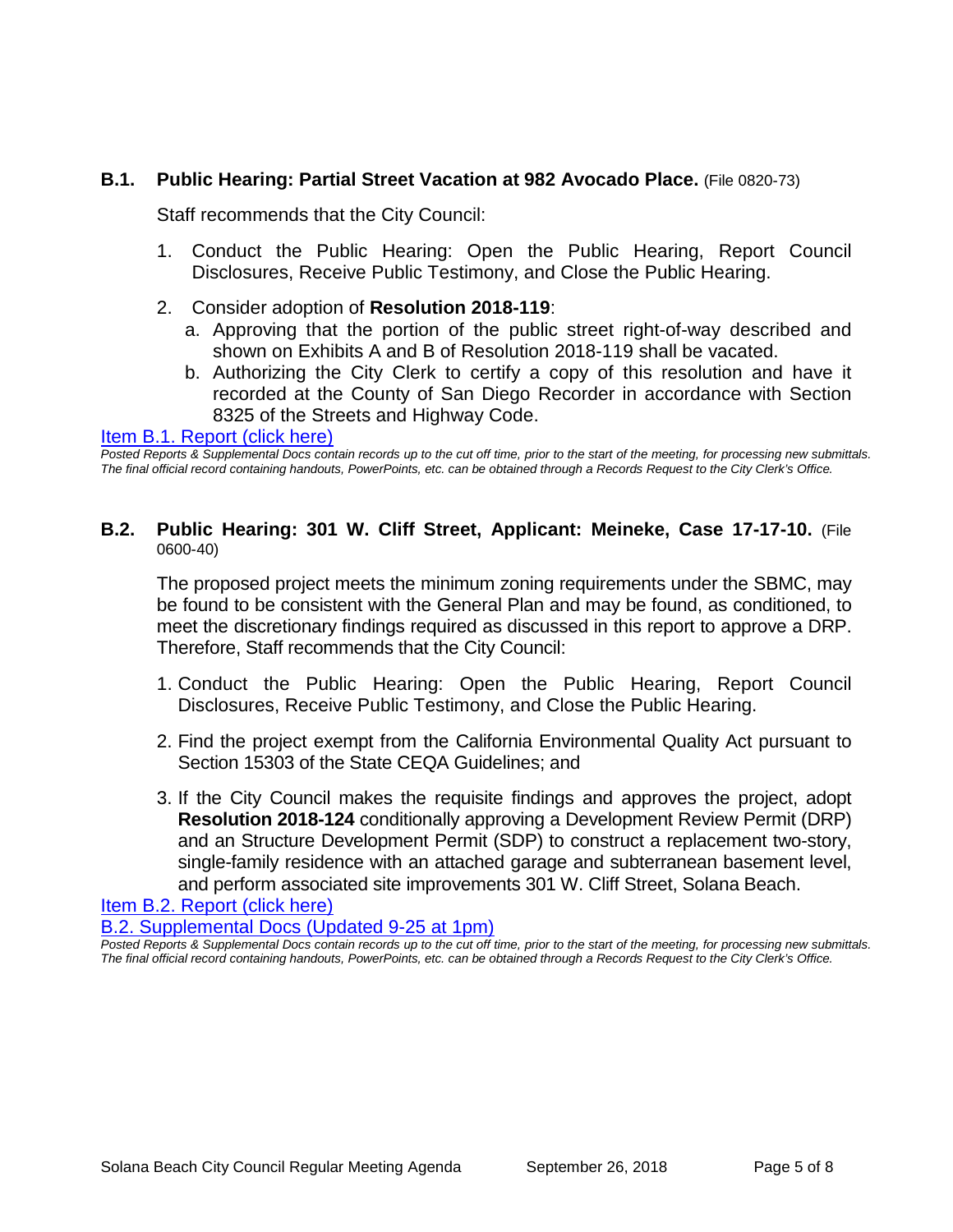### B.1. Public Hearing: Partial Street Vacation at 982 Avocado Place. (File 0820-73)

Staff recommends that the City Council:

1. Conduct the Public Hearing: Open the Public Hearing, Report Council Disclosures, Receive Public Testimony, and Close the Public Hearing.
2. Consider adoption of **Resolution 2018-119**:
   a. Approving that the portion of the public street right-of-way described and shown on Exhibits A and B of Resolution 2018-119 shall be vacated.
   b. Authorizing the City Clerk to certify a copy of this resolution and have it recorded at the County of San Diego Recorder in accordance with Section 8325 of the Streets and Highway Code.

Item B.1. Report (click here)

*Posted Reports & Supplemental Docs contain records up to the cut off time, prior to the start of the meeting, for processing new submittals. The final official record containing handouts, PowerPoints, etc. can be obtained through a Records Request to the City Clerk's Office.*

### B.2. Public Hearing: 301 W. Cliff Street, Applicant: Meineke, Case 17-17-10. (File 0600-40)

The proposed project meets the minimum zoning requirements under the SBMC, may be found to be consistent with the General Plan and may be found, as conditioned, to meet the discretionary findings required as discussed in this report to approve a DRP. Therefore, Staff recommends that the City Council:

1. Conduct the Public Hearing: Open the Public Hearing, Report Council Disclosures, Receive Public Testimony, and Close the Public Hearing.
2. Find the project exempt from the California Environmental Quality Act pursuant to Section 15303 of the State CEQA Guidelines; and
3. If the City Council makes the requisite findings and approves the project, adopt **Resolution 2018-124** conditionally approving a Development Review Permit (DRP) and an Structure Development Permit (SDP) to construct a replacement two-story, single-family residence with an attached garage and subterranean basement level, and perform associated site improvements 301 W. Cliff Street, Solana Beach.

Item B.2. Report (click here)

B.2. Supplemental Docs (Updated 9-25 at 1pm)

*Posted Reports & Supplemental Docs contain records up to the cut off time, prior to the start of the meeting, for processing new submittals. The final official record containing handouts, PowerPoints, etc. can be obtained through a Records Request to the City Clerk's Office.*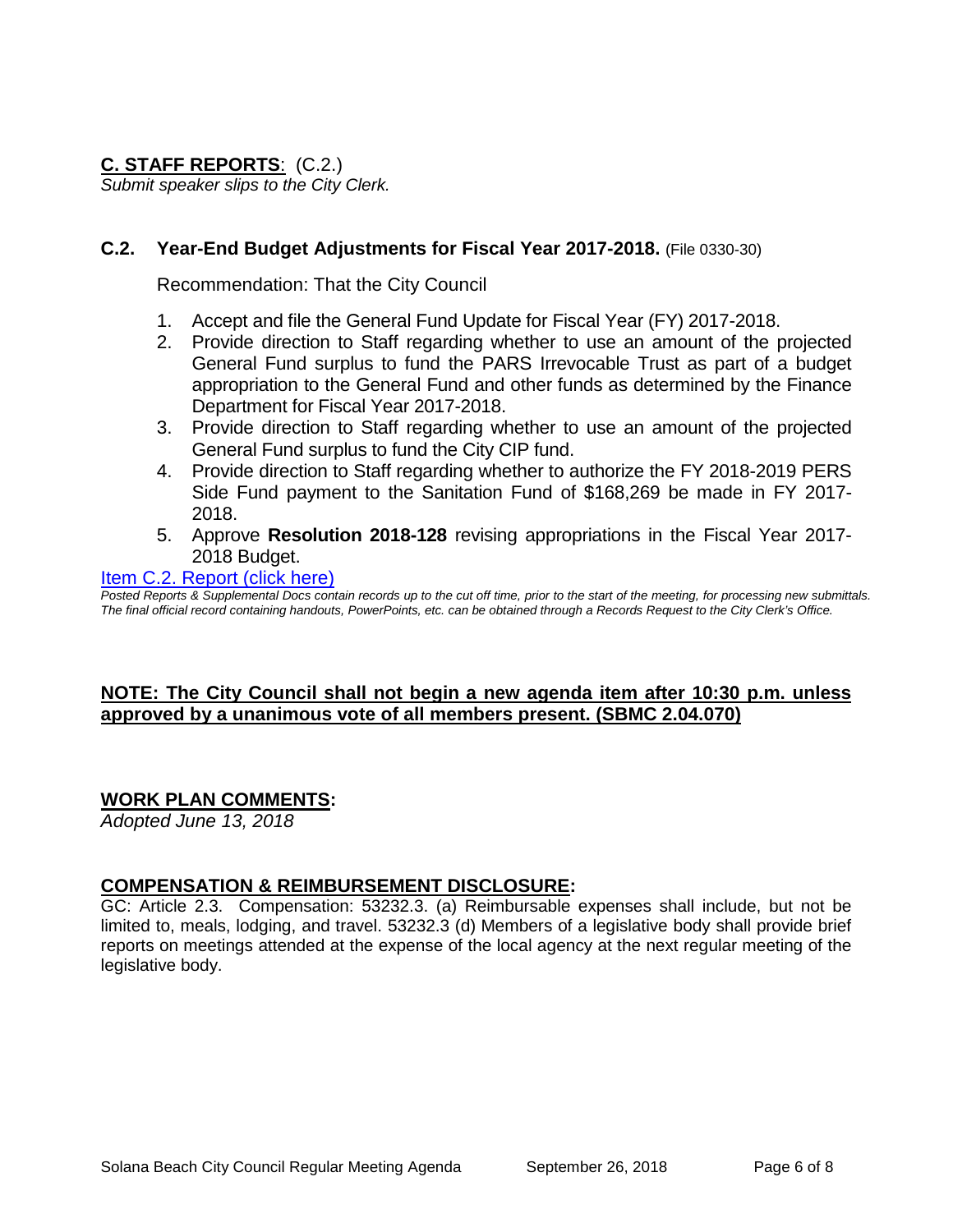## C. STAFF REPORTS: (C.2.)

*Submit speaker slips to the City Clerk.*

### C.2. Year-End Budget Adjustments for Fiscal Year 2017-2018. (File 0330-30)

Recommendation: That the City Council

1. Accept and file the General Fund Update for Fiscal Year (FY) 2017-2018.
2. Provide direction to Staff regarding whether to use an amount of the projected General Fund surplus to fund the PARS Irrevocable Trust as part of a budget appropriation to the General Fund and other funds as determined by the Finance Department for Fiscal Year 2017-2018.
3. Provide direction to Staff regarding whether to use an amount of the projected General Fund surplus to fund the City CIP fund.
4. Provide direction to Staff regarding whether to authorize the FY 2018-2019 PERS Side Fund payment to the Sanitation Fund of $168,269 be made in FY 2017-2018.
5. Approve **Resolution 2018-128** revising appropriations in the Fiscal Year 2017-2018 Budget.

Item C.2. Report (click here)

*Posted Reports & Supplemental Docs contain records up to the cut off time, prior to the start of the meeting, for processing new submittals. The final official record containing handouts, PowerPoints, etc. can be obtained through a Records Request to the City Clerk's Office.*

**NOTE: The City Council shall not begin a new agenda item after 10:30 p.m. unless approved by a unanimous vote of all members present. (SBMC 2.04.070)**

## WORK PLAN COMMENTS:

*Adopted June 13, 2018*

## COMPENSATION & REIMBURSEMENT DISCLOSURE:

GC: Article 2.3. Compensation: 53232.3. (a) Reimbursable expenses shall include, but not be limited to, meals, lodging, and travel. 53232.3 (d) Members of a legislative body shall provide brief reports on meetings attended at the expense of the local agency at the next regular meeting of the legislative body.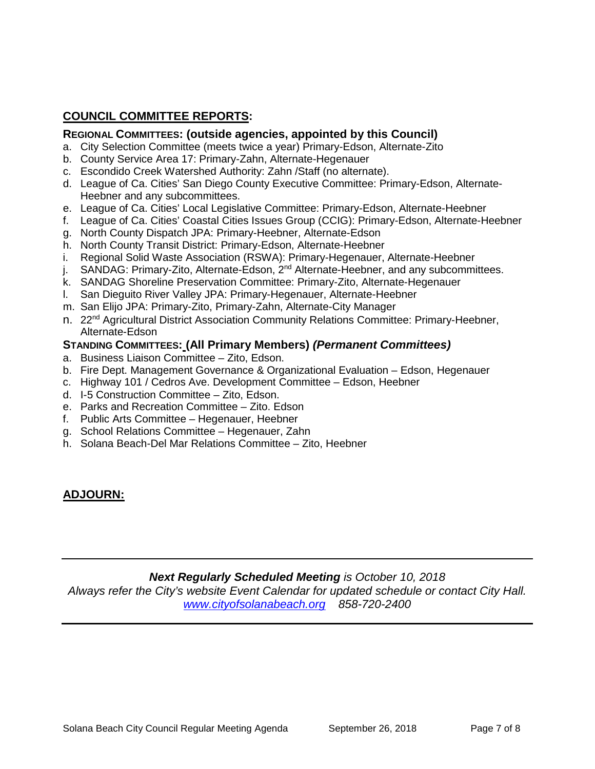## COUNCIL COMMITTEE REPORTS:

### REGIONAL COMMITTEES: (outside agencies, appointed by this Council)

a. City Selection Committee (meets twice a year) Primary-Edson, Alternate-Zito
b. County Service Area 17: Primary-Zahn, Alternate-Hegenauer
c. Escondido Creek Watershed Authority: Zahn /Staff (no alternate).
d. League of Ca. Cities' San Diego County Executive Committee: Primary-Edson, Alternate-Heebner and any subcommittees.
e. League of Ca. Cities' Local Legislative Committee: Primary-Edson, Alternate-Heebner
f. League of Ca. Cities' Coastal Cities Issues Group (CCIG): Primary-Edson, Alternate-Heebner
g. North County Dispatch JPA: Primary-Heebner, Alternate-Edson
h. North County Transit District: Primary-Edson, Alternate-Heebner
i. Regional Solid Waste Association (RSWA): Primary-Hegenauer, Alternate-Heebner
j. SANDAG: Primary-Zito, Alternate-Edson, 2nd Alternate-Heebner, and any subcommittees.
k. SANDAG Shoreline Preservation Committee: Primary-Zito, Alternate-Hegenauer
l. San Dieguito River Valley JPA: Primary-Hegenauer, Alternate-Heebner
m. San Elijo JPA: Primary-Zito, Primary-Zahn, Alternate-City Manager
n. 22nd Agricultural District Association Community Relations Committee: Primary-Heebner, Alternate-Edson

### STANDING COMMITTEES: (All Primary Members) *(Permanent Committees)*

a. Business Liaison Committee – Zito, Edson.
b. Fire Dept. Management Governance & Organizational Evaluation – Edson, Hegenauer
c. Highway 101 / Cedros Ave. Development Committee – Edson, Heebner
d. I-5 Construction Committee – Zito, Edson.
e. Parks and Recreation Committee – Zito. Edson
f. Public Arts Committee – Hegenauer, Heebner
g. School Relations Committee – Hegenauer, Zahn
h. Solana Beach-Del Mar Relations Committee – Zito, Heebner

## ADJOURN:

---

***Next Regularly Scheduled Meeting** is October 10, 2018*

*Always refer the City's website Event Calendar for updated schedule or contact City Hall.*
*www.cityofsolanabeach.org 858-720-2400*

---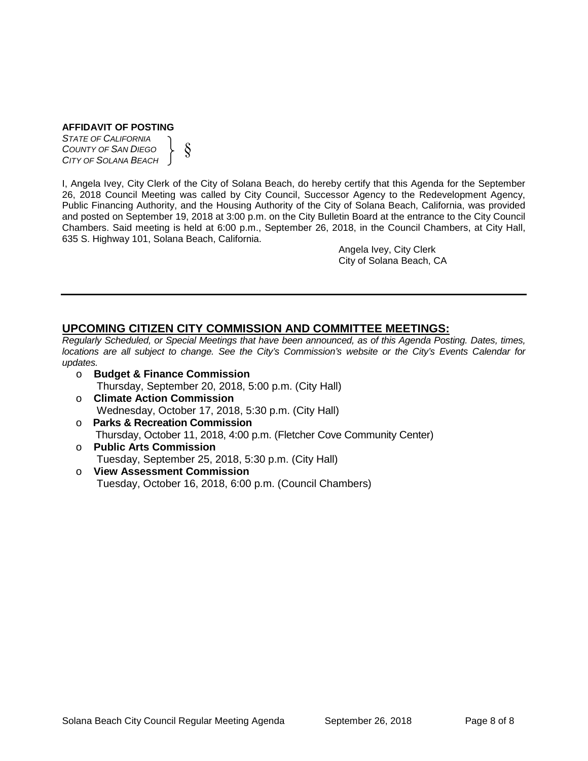**AFFIDAVIT OF POSTING**

*STATE OF CALIFORNIA*
*COUNTY OF SAN DIEGO* §
*CITY OF SOLANA BEACH*

I, Angela Ivey, City Clerk of the City of Solana Beach, do hereby certify that this Agenda for the September 26, 2018 Council Meeting was called by City Council, Successor Agency to the Redevelopment Agency, Public Financing Authority, and the Housing Authority of the City of Solana Beach, California, was provided and posted on September 19, 2018 at 3:00 p.m. on the City Bulletin Board at the entrance to the City Council Chambers. Said meeting is held at 6:00 p.m., September 26, 2018, in the Council Chambers, at City Hall, 635 S. Highway 101, Solana Beach, California.

Angela Ivey, City Clerk
City of Solana Beach, CA

---

## UPCOMING CITIZEN CITY COMMISSION AND COMMITTEE MEETINGS:

*Regularly Scheduled, or Special Meetings that have been announced, as of this Agenda Posting. Dates, times, locations are all subject to change. See the City's Commission's website or the City's Events Calendar for updates.*

- **Budget & Finance Commission**
  Thursday, September 20, 2018, 5:00 p.m. (City Hall)
- **Climate Action Commission**
  Wednesday, October 17, 2018, 5:30 p.m. (City Hall)
- **Parks & Recreation Commission**
  Thursday, October 11, 2018, 4:00 p.m. (Fletcher Cove Community Center)
- **Public Arts Commission**
  Tuesday, September 25, 2018, 5:30 p.m. (City Hall)
- **View Assessment Commission**
  Tuesday, October 16, 2018, 6:00 p.m. (Council Chambers)